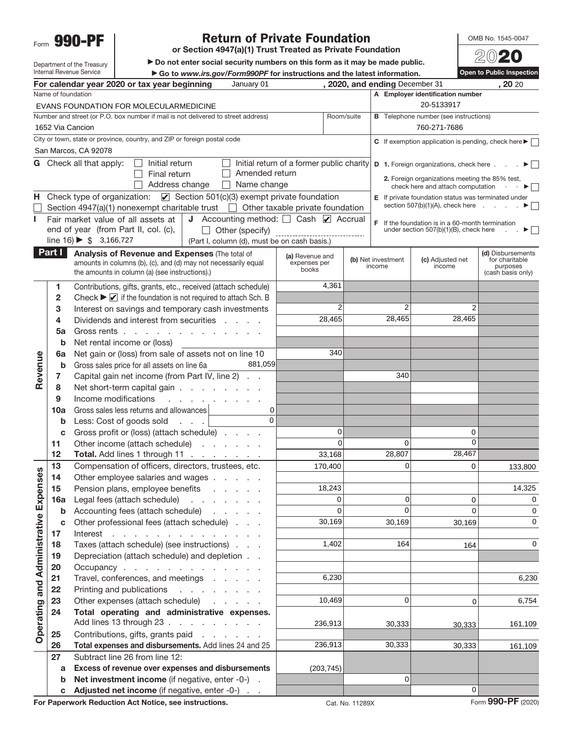Form **990-PF**

Department of the Treasury
Internal Revenue Service

# Return of Private Foundation

**or Section 4947(a)(1) Trust Treated as Private Foundation**

▶ Do not enter social security numbers on this form as it may be made public.
▶ Go to *www.irs.gov/Form990PF* for instructions and the latest information.

OMB No. 1545-0047

**2020**

**Open to Public Inspection**

**For calendar year 2020 or tax year beginning** January 01 **, 2020, and ending** December 31 **, 20** 20

| | |
|---|---|
| Name of foundation: EVANS FOUNDATION FOR MOLECULARMEDICINE | **A** Employer identification number: 20-5133917 |
| Number and street (or P.O. box number if mail is not delivered to street address): 1652 Via Cancion — Room/suite: | **B** Telephone number (see instructions): 760-271-7686 |
| City or town, state or province, country, and ZIP or foreign postal code: San Marcos, CA 92078 | **C** If exemption application is pending, check here ▶ ☐ |

**G** Check all that apply: ☐ Initial return ☐ Initial return of a former public charity ☐ Final return ☐ Amended return ☐ Address change ☐ Name change

**D** 1. Foreign organizations, check here ▶ ☐
2. Foreign organizations meeting the 85% test, check here and attach computation ▶ ☐

**H** Check type of organization: ☑ Section 501(c)(3) exempt private foundation ☐ Section 4947(a)(1) nonexempt charitable trust ☐ Other taxable private foundation

**E** If private foundation status was terminated under section 507(b)(1)(A), check here ▶ ☐

**I** Fair market value of all assets at end of year (from Part II, col. (c), line 16) ▶ $ 3,166,727

**J** Accounting method: ☐ Cash ☑ Accrual ☐ Other (specify) (Part I, column (d), must be on cash basis.)

**F** If the foundation is in a 60-month termination under section 507(b)(1)(B), check here ▶ ☐

## Part I Analysis of Revenue and Expenses
(The total of amounts in columns (b), (c), and (d) may not necessarily equal the amounts in column (a) (see instructions).)

| | Line | Description | (a) Revenue and expenses per books | (b) Net investment income | (c) Adjusted net income | (d) Disbursements for charitable purposes (cash basis only) |
|---|---|---|---|---|---|---|
| Revenue | 1 | Contributions, gifts, grants, etc., received (attach schedule) | 4,361 | | | |
| | 2 | Check ▶ ☑ if the foundation is not required to attach Sch. B | | | | |
| | 3 | Interest on savings and temporary cash investments | 2 | 2 | 2 | |
| | 4 | Dividends and interest from securities | 28,465 | 28,465 | 28,465 | |
| | 5a | Gross rents | | | | |
| | b | Net rental income or (loss) | | | | |
| | 6a | Net gain or (loss) from sale of assets not on line 10 | 340 | | | |
| | b | Gross sales price for all assets on line 6a 881,059 | | | | |
| | 7 | Capital gain net income (from Part IV, line 2) | | 340 | | |
| | 8 | Net short-term capital gain | | | | |
| | 9 | Income modifications | | | | |
| | 10a | Gross sales less returns and allowances 0 | | | | |
| | b | Less: Cost of goods sold 0 | | | | |
| | c | Gross profit or (loss) (attach schedule) | 0 | | 0 | |
| | 11 | Other income (attach schedule) | 0 | 0 | 0 | |
| | 12 | **Total.** Add lines 1 through 11 | 33,168 | 28,807 | 28,467 | |
| Operating and Administrative Expenses | 13 | Compensation of officers, directors, trustees, etc. | 170,400 | 0 | 0 | 133,800 |
| | 14 | Other employee salaries and wages | | | | |
| | 15 | Pension plans, employee benefits | 18,243 | | | 14,325 |
| | 16a | Legal fees (attach schedule) | 0 | 0 | 0 | 0 |
| | b | Accounting fees (attach schedule) | 0 | 0 | 0 | 0 |
| | c | Other professional fees (attach schedule) | 30,169 | 30,169 | 30,169 | 0 |
| | 17 | Interest | | | | |
| | 18 | Taxes (attach schedule) (see instructions) | 1,402 | 164 | 164 | 0 |
| | 19 | Depreciation (attach schedule) and depletion | | | | |
| | 20 | Occupancy | | | | |
| | 21 | Travel, conferences, and meetings | 6,230 | | | 6,230 |
| | 22 | Printing and publications | | | | |
| | 23 | Other expenses (attach schedule) | 10,469 | 0 | 0 | 6,754 |
| | 24 | **Total operating and administrative expenses.** Add lines 13 through 23 | 236,913 | 30,333 | 30,333 | 161,109 |
| | 25 | Contributions, gifts, grants paid | | | | |
| | 26 | **Total expenses and disbursements.** Add lines 24 and 25 | 236,913 | 30,333 | 30,333 | 161,109 |
| | 27 | Subtract line 26 from line 12: | | | | |
| | a | **Excess of revenue over expenses and disbursements** | (203,745) | | | |
| | b | **Net investment income** (if negative, enter -0-) | | 0 | | |
| | c | **Adjusted net income** (if negative, enter -0-) | | | 0 | |

**For Paperwork Reduction Act Notice, see instructions.** Cat. No. 11289X Form **990-PF** (2020)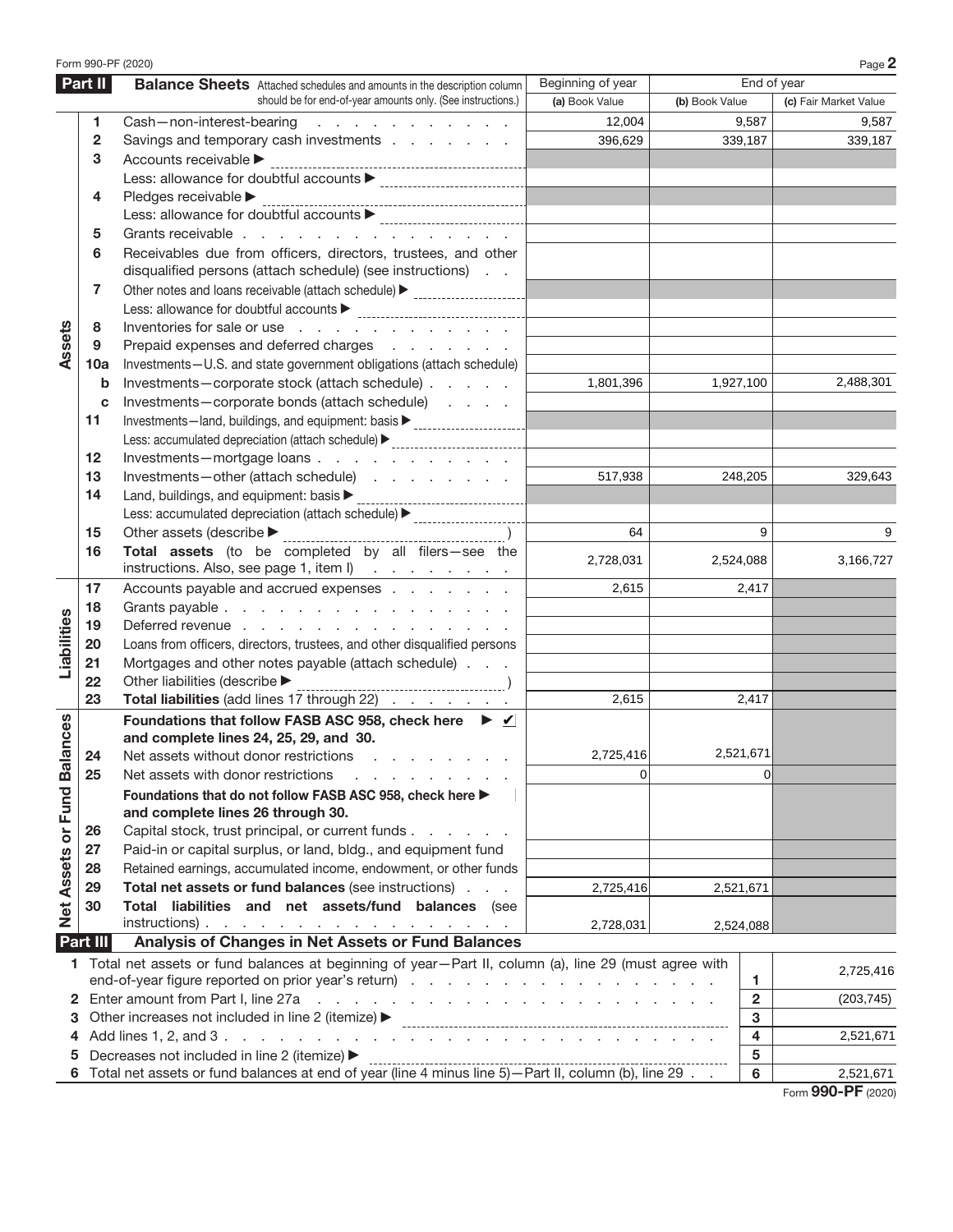Form 990-PF (2020)

## Part II — Balance Sheets

| | | Attached schedules and amounts in the description column should be for end-of-year amounts only. (See instructions.) | Beginning of year (a) Book Value | End of year (b) Book Value | End of year (c) Fair Market Value |
|---|---|---|---|---|---|
| **Assets** | 1 | Cash—non-interest-bearing | 12,004 | 9,587 | 9,587 |
| | 2 | Savings and temporary cash investments | 396,629 | 339,187 | 339,187 |
| | 3 | Accounts receivable ▶ | | | |
| | | Less: allowance for doubtful accounts ▶ | | | |
| | 4 | Pledges receivable ▶ | | | |
| | | Less: allowance for doubtful accounts ▶ | | | |
| | 5 | Grants receivable | | | |
| | 6 | Receivables due from officers, directors, trustees, and other disqualified persons (attach schedule) (see instructions) | | | |
| | 7 | Other notes and loans receivable (attach schedule) ▶ | | | |
| | | Less: allowance for doubtful accounts ▶ | | | |
| | 8 | Inventories for sale or use | | | |
| | 9 | Prepaid expenses and deferred charges | | | |
| | 10a | Investments—U.S. and state government obligations (attach schedule) | | | |
| | b | Investments—corporate stock (attach schedule) | 1,801,396 | 1,927,100 | 2,488,301 |
| | c | Investments—corporate bonds (attach schedule) | | | |
| | 11 | Investments—land, buildings, and equipment: basis ▶ | | | |
| | | Less: accumulated depreciation (attach schedule) ▶ | | | |
| | 12 | Investments—mortgage loans | | | |
| | 13 | Investments—other (attach schedule) | 517,938 | 248,205 | 329,643 |
| | 14 | Land, buildings, and equipment: basis ▶ | | | |
| | | Less: accumulated depreciation (attach schedule) ▶ | | | |
| | 15 | Other assets (describe ▶ ) | 64 | 9 | 9 |
| | 16 | **Total assets** (to be completed by all filers—see the instructions. Also, see page 1, item I) | 2,728,031 | 2,524,088 | 3,166,727 |
| **Liabilities** | 17 | Accounts payable and accrued expenses | 2,615 | 2,417 | |
| | 18 | Grants payable | | | |
| | 19 | Deferred revenue | | | |
| | 20 | Loans from officers, directors, trustees, and other disqualified persons | | | |
| | 21 | Mortgages and other notes payable (attach schedule) | | | |
| | 22 | Other liabilities (describe ▶ ) | | | |
| | 23 | **Total liabilities** (add lines 17 through 22) | 2,615 | 2,417 | |
| **Net Assets or Fund Balances** | | **Foundations that follow FASB ASC 958, check here** ▶ ✔ **and complete lines 24, 25, 29, and 30.** | | | |
| | 24 | Net assets without donor restrictions | 2,725,416 | 2,521,671 | |
| | 25 | Net assets with donor restrictions | 0 | 0 | |
| | | **Foundations that do not follow FASB ASC 958, check here** ▶ **and complete lines 26 through 30.** | | | |
| | 26 | Capital stock, trust principal, or current funds | | | |
| | 27 | Paid-in or capital surplus, or land, bldg., and equipment fund | | | |
| | 28 | Retained earnings, accumulated income, endowment, or other funds | | | |
| | 29 | **Total net assets or fund balances** (see instructions) | 2,725,416 | 2,521,671 | |
| | 30 | **Total liabilities and net assets/fund balances** (see instructions) | 2,728,031 | 2,524,088 | |

## Part III — Analysis of Changes in Net Assets or Fund Balances

| | | | |
|---|---|---|---|
| 1 | Total net assets or fund balances at beginning of year—Part II, column (a), line 29 (must agree with end-of-year figure reported on prior year's return) | 1 | 2,725,416 |
| 2 | Enter amount from Part I, line 27a | 2 | (203,745) |
| 3 | Other increases not included in line 2 (itemize) ▶ | 3 | |
| 4 | Add lines 1, 2, and 3 | 4 | 2,521,671 |
| 5 | Decreases not included in line 2 (itemize) ▶ | 5 | |
| 6 | Total net assets or fund balances at end of year (line 4 minus line 5)—Part II, column (b), line 29 | 6 | 2,521,671 |

Form **990-PF** (2020)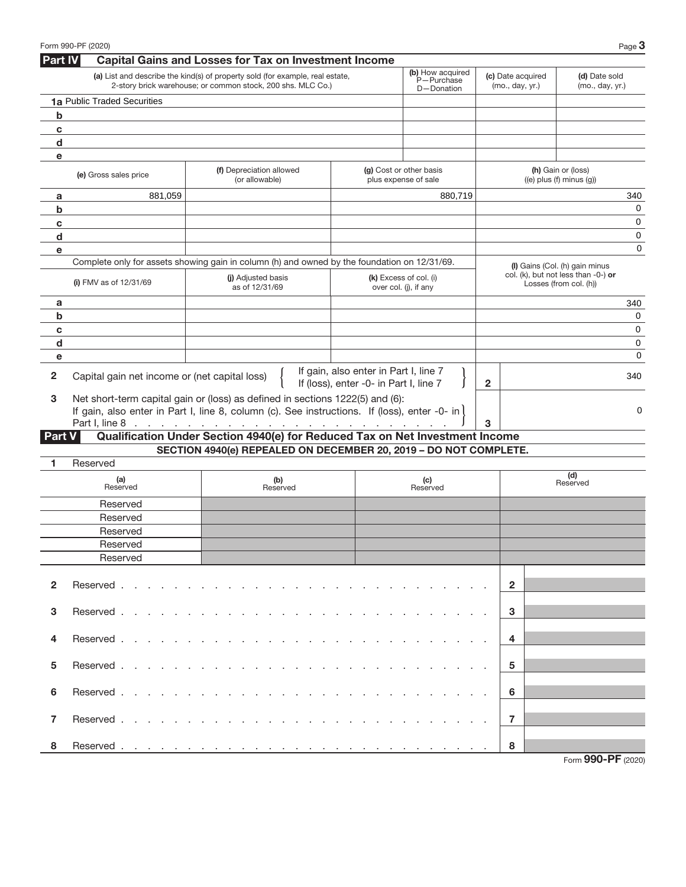## Part IV Capital Gains and Losses for Tax on Investment Income

| | (a) List and describe the kind(s) of property sold (for example, real estate, 2-story brick warehouse; or common stock, 200 shs. MLC Co.) | (b) How acquired P—Purchase D—Donation | (c) Date acquired (mo., day, yr.) | (d) Date sold (mo., day, yr.) |
|---|---|---|---|---|
| 1a | Public Traded Securities | | | |
| b | | | | |
| c | | | | |
| d | | | | |
| e | | | | |

| | (e) Gross sales price | (f) Depreciation allowed (or allowable) | (g) Cost or other basis plus expense of sale | (h) Gain or (loss) ((e) plus (f) minus (g)) |
|---|---|---|---|---|
| a | 881,059 | | 880,719 | 340 |
| b | | | | 0 |
| c | | | | 0 |
| d | | | | 0 |
| e | | | | 0 |

Complete only for assets showing gain in column (h) and owned by the foundation on 12/31/69.

| | (i) FMV as of 12/31/69 | (j) Adjusted basis as of 12/31/69 | (k) Excess of col. (i) over col. (j), if any | (l) Gains (Col. (h) gain minus col. (k), but not less than -0-) **or** Losses (from col. (h)) |
|---|---|---|---|---|
| a | | | | 340 |
| b | | | | 0 |
| c | | | | 0 |
| d | | | | 0 |
| e | | | | 0 |

| | | | |
|---|---|---|---|
| 2 | Capital gain net income or (net capital loss) { If gain, also enter in Part I, line 7 / If (loss), enter -0- in Part I, line 7 } | 2 | 340 |
| 3 | Net short-term capital gain or (loss) as defined in sections 1222(5) and (6): If gain, also enter in Part I, line 8, column (c). See instructions. If (loss), enter -0- in Part I, line 8 | 3 | 0 |

## Part V Qualification Under Section 4940(e) for Reduced Tax on Net Investment Income

**SECTION 4940(e) REPEALED ON DECEMBER 20, 2019 – DO NOT COMPLETE.**

1 Reserved

| (a) Reserved | (b) Reserved | (c) Reserved | (d) Reserved |
|---|---|---|---|
| Reserved | | | |
| Reserved | | | |
| Reserved | | | |
| Reserved | | | |
| Reserved | | | |

| | | | |
|---|---|---|---|
| 2 | Reserved | 2 | |
| 3 | Reserved | 3 | |
| 4 | Reserved | 4 | |
| 5 | Reserved | 5 | |
| 6 | Reserved | 6 | |
| 7 | Reserved | 7 | |
| 8 | Reserved | 8 | |

Form **990-PF** (2020)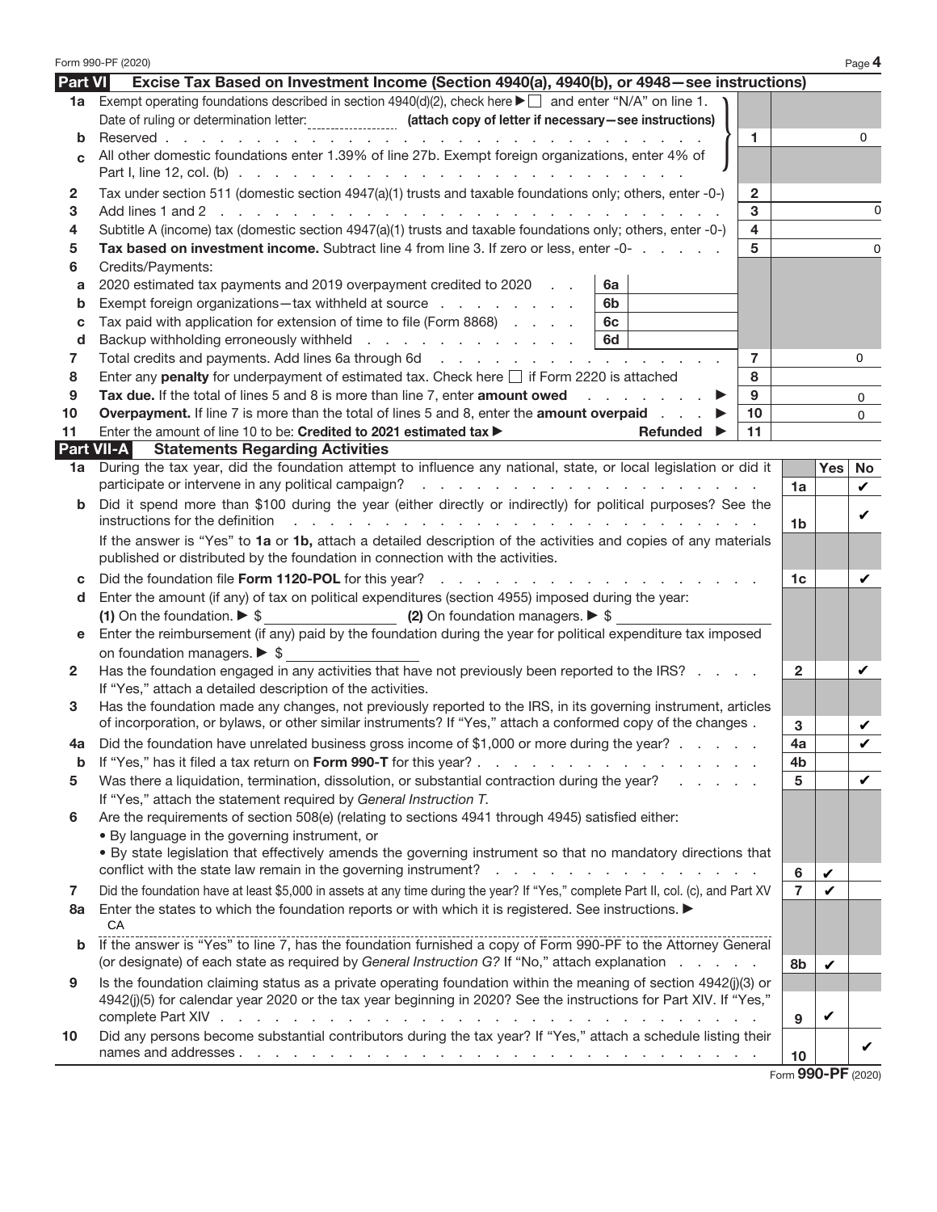Form 990-PF (2020) Page **4**

## Part VI Excise Tax Based on Investment Income (Section 4940(a), 4940(b), or 4948—see instructions)

| | | | |
|---|---|---|---|
| **1a** | Exempt operating foundations described in section 4940(d)(2), check here ▶ ☐ and enter "N/A" on line 1. Date of ruling or determination letter: ________ **(attach copy of letter if necessary—see instructions)** | | |
| **b** | Reserved | **1** | 0 |
| **c** | All other domestic foundations enter 1.39% of line 27b. Exempt foreign organizations, enter 4% of Part I, line 12, col. (b) | | |
| **2** | Tax under section 511 (domestic section 4947(a)(1) trusts and taxable foundations only; others, enter -0-) | **2** | |
| **3** | Add lines 1 and 2 | **3** | 0 |
| **4** | Subtitle A (income) tax (domestic section 4947(a)(1) trusts and taxable foundations only; others, enter -0-) | **4** | |
| **5** | **Tax based on investment income.** Subtract line 4 from line 3. If zero or less, enter -0- | **5** | 0 |
| **6** | Credits/Payments: | | |
| **a** | 2020 estimated tax payments and 2019 overpayment credited to 2020 — **6a** | | |
| **b** | Exempt foreign organizations—tax withheld at source — **6b** | | |
| **c** | Tax paid with application for extension of time to file (Form 8868) — **6c** | | |
| **d** | Backup withholding erroneously withheld — **6d** | | |
| **7** | Total credits and payments. Add lines 6a through 6d | **7** | 0 |
| **8** | Enter any **penalty** for underpayment of estimated tax. Check here ☐ if Form 2220 is attached | **8** | |
| **9** | **Tax due.** If the total of lines 5 and 8 is more than line 7, enter **amount owed** ▶ | **9** | 0 |
| **10** | **Overpayment.** If line 7 is more than the total of lines 5 and 8, enter the **amount overpaid** ▶ | **10** | 0 |
| **11** | Enter the amount of line 10 to be: **Credited to 2021 estimated tax** ▶ **Refunded** ▶ | **11** | |

## Part VII-A Statements Regarding Activities

| | | | Yes | No |
|---|---|---|---|---|
| **1a** | During the tax year, did the foundation attempt to influence any national, state, or local legislation or did it participate or intervene in any political campaign? | **1a** | | ✔ |
| **b** | Did it spend more than $100 during the year (either directly or indirectly) for political purposes? See the instructions for the definition | **1b** | | ✔ |
| | If the answer is "Yes" to **1a** or **1b,** attach a detailed description of the activities and copies of any materials published or distributed by the foundation in connection with the activities. | | | |
| **c** | Did the foundation file **Form 1120-POL** for this year? | **1c** | | ✔ |
| **d** | Enter the amount (if any) of tax on political expenditures (section 4955) imposed during the year: **(1)** On the foundation. ▶ $ ________ **(2)** On foundation managers. ▶ $ ________ | | | |
| **e** | Enter the reimbursement (if any) paid by the foundation during the year for political expenditure tax imposed on foundation managers. ▶ $ ________ | | | |
| **2** | Has the foundation engaged in any activities that have not previously been reported to the IRS? If "Yes," attach a detailed description of the activities. | **2** | | ✔ |
| **3** | Has the foundation made any changes, not previously reported to the IRS, in its governing instrument, articles of incorporation, or bylaws, or other similar instruments? If "Yes," attach a conformed copy of the changes | **3** | | ✔ |
| **4a** | Did the foundation have unrelated business gross income of $1,000 or more during the year? | **4a** | | ✔ |
| **b** | If "Yes," has it filed a tax return on **Form 990-T** for this year? | **4b** | | |
| **5** | Was there a liquidation, termination, dissolution, or substantial contraction during the year? If "Yes," attach the statement required by *General Instruction T.* | **5** | | ✔ |
| **6** | Are the requirements of section 508(e) (relating to sections 4941 through 4945) satisfied either: • By language in the governing instrument, or • By state legislation that effectively amends the governing instrument so that no mandatory directions that conflict with the state law remain in the governing instrument? | **6** | ✔ | |
| **7** | Did the foundation have at least $5,000 in assets at any time during the year? If "Yes," complete Part II, col. (c), and Part XV | **7** | ✔ | |
| **8a** | Enter the states to which the foundation reports or with which it is registered. See instructions. ▶ CA | | | |
| **b** | If the answer is "Yes" to line 7, has the foundation furnished a copy of Form 990-PF to the Attorney General (or designate) of each state as required by *General Instruction G?* If "No," attach explanation | **8b** | ✔ | |
| **9** | Is the foundation claiming status as a private operating foundation within the meaning of section 4942(j)(3) or 4942(j)(5) for calendar year 2020 or the tax year beginning in 2020? See the instructions for Part XIV. If "Yes," complete Part XIV | **9** | ✔ | |
| **10** | Did any persons become substantial contributors during the tax year? If "Yes," attach a schedule listing their names and addresses | **10** | | ✔ |

Form **990-PF** (2020)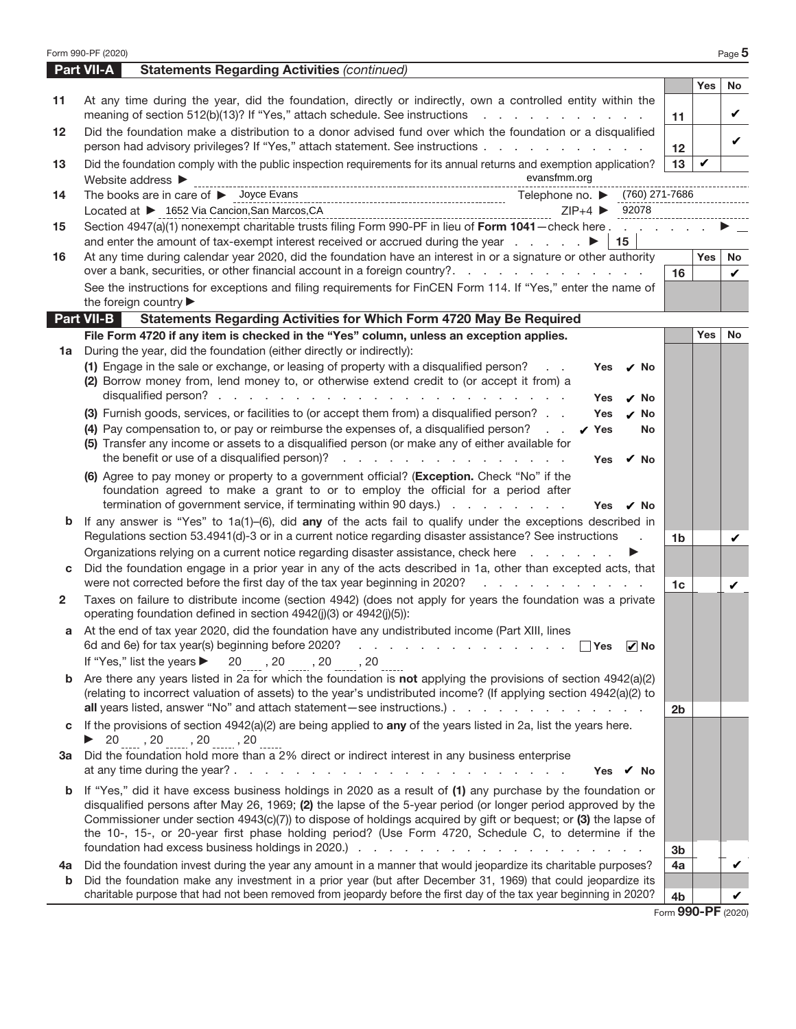## Part VII-A Statements Regarding Activities *(continued)*

| | | | Yes | No |
|---|---|---|---|---|
| 11 | At any time during the year, did the foundation, directly or indirectly, own a controlled entity within the meaning of section 512(b)(13)? If "Yes," attach schedule. See instructions | 11 | | ✔ |
| 12 | Did the foundation make a distribution to a donor advised fund over which the foundation or a disqualified person had advisory privileges? If "Yes," attach statement. See instructions | 12 | | ✔ |
| 13 | Did the foundation comply with the public inspection requirements for its annual returns and exemption application? | 13 | ✔ | |
| | Website address ▶ evansfmm.org | | | |
| 14 | The books are in care of ▶ Joyce Evans Telephone no. ▶ (760) 271-7686 | | | |
| | Located at ▶ 1652 Via Cancion,San Marcos,CA ZIP+4 ▶ 92078 | | | |
| 15 | Section 4947(a)(1) nonexempt charitable trusts filing Form 990-PF in lieu of **Form 1041**—check here ▶ and enter the amount of tax-exempt interest received or accrued during the year ▶ 15 | | | |
| 16 | At any time during calendar year 2020, did the foundation have an interest in or a signature or other authority over a bank, securities, or other financial account in a foreign country? | 16 | | ✔ |
| | See the instructions for exceptions and filing requirements for FinCEN Form 114. If "Yes," enter the name of the foreign country ▶ | | | |

## Part VII-B Statements Regarding Activities for Which Form 4720 May Be Required

**File Form 4720 if any item is checked in the "Yes" column, unless an exception applies.**

| | | | Yes | No |
|---|---|---|---|---|
| 1a | During the year, did the foundation (either directly or indirectly): | | | |
| | (1) Engage in the sale or exchange, or leasing of property with a disqualified person? Yes ✔ No | | | |
| | (2) Borrow money from, lend money to, or otherwise extend credit to (or accept it from) a disqualified person? Yes ✔ No | | | |
| | (3) Furnish goods, services, or facilities to (or accept them from) a disqualified person? Yes ✔ No | | | |
| | (4) Pay compensation to, or pay or reimburse the expenses of, a disqualified person? ✔ Yes No | | | |
| | (5) Transfer any income or assets to a disqualified person (or make any of either available for the benefit or use of a disqualified person)? Yes ✔ No | | | |
| | (6) Agree to pay money or property to a government official? (**Exception.** Check "No" if the foundation agreed to make a grant to or to employ the official for a period after termination of government service, if terminating within 90 days.) Yes ✔ No | | | |
| b | If any answer is "Yes" to 1a(1)–(6), did **any** of the acts fail to qualify under the exceptions described in Regulations section 53.4941(d)-3 or in a current notice regarding disaster assistance? See instructions | 1b | | ✔ |
| | Organizations relying on a current notice regarding disaster assistance, check here ▶ | | | |
| c | Did the foundation engage in a prior year in any of the acts described in 1a, other than excepted acts, that were not corrected before the first day of the tax year beginning in 2020? | 1c | | ✔ |
| 2 | Taxes on failure to distribute income (section 4942) (does not apply for years the foundation was a private operating foundation defined in section 4942(j)(3) or 4942(j)(5)): | | | |
| a | At the end of tax year 2020, did the foundation have any undistributed income (Part XIII, lines 6d and 6e) for tax year(s) beginning before 2020? ☐ Yes ☑ No | | | |
| | If "Yes," list the years ▶ 20\_\_\_ , 20\_\_\_ , 20\_\_\_ , 20\_\_\_ | | | |
| b | Are there any years listed in 2a for which the foundation is **not** applying the provisions of section 4942(a)(2) (relating to incorrect valuation of assets) to the year's undistributed income? (If applying section 4942(a)(2) to **all** years listed, answer "No" and attach statement—see instructions.) | 2b | | |
| c | If the provisions of section 4942(a)(2) are being applied to **any** of the years listed in 2a, list the years here. ▶ 20\_\_\_ , 20\_\_\_ , 20\_\_\_ , 20\_\_\_ | | | |
| 3a | Did the foundation hold more than a 2% direct or indirect interest in any business enterprise at any time during the year? Yes ✔ No | | | |
| b | If "Yes," did it have excess business holdings in 2020 as a result of **(1)** any purchase by the foundation or disqualified persons after May 26, 1969; **(2)** the lapse of the 5-year period (or longer period approved by the Commissioner under section 4943(c)(7)) to dispose of holdings acquired by gift or bequest; or **(3)** the lapse of the 10-, 15-, or 20-year first phase holding period? (Use Form 4720, Schedule C, to determine if the foundation had excess business holdings in 2020.) | 3b | | |
| 4a | Did the foundation invest during the year any amount in a manner that would jeopardize its charitable purposes? | 4a | | ✔ |
| b | Did the foundation make any investment in a prior year (but after December 31, 1969) that could jeopardize its charitable purpose that had not been removed from jeopardy before the first day of the tax year beginning in 2020? | 4b | | ✔ |

Form **990-PF** (2020)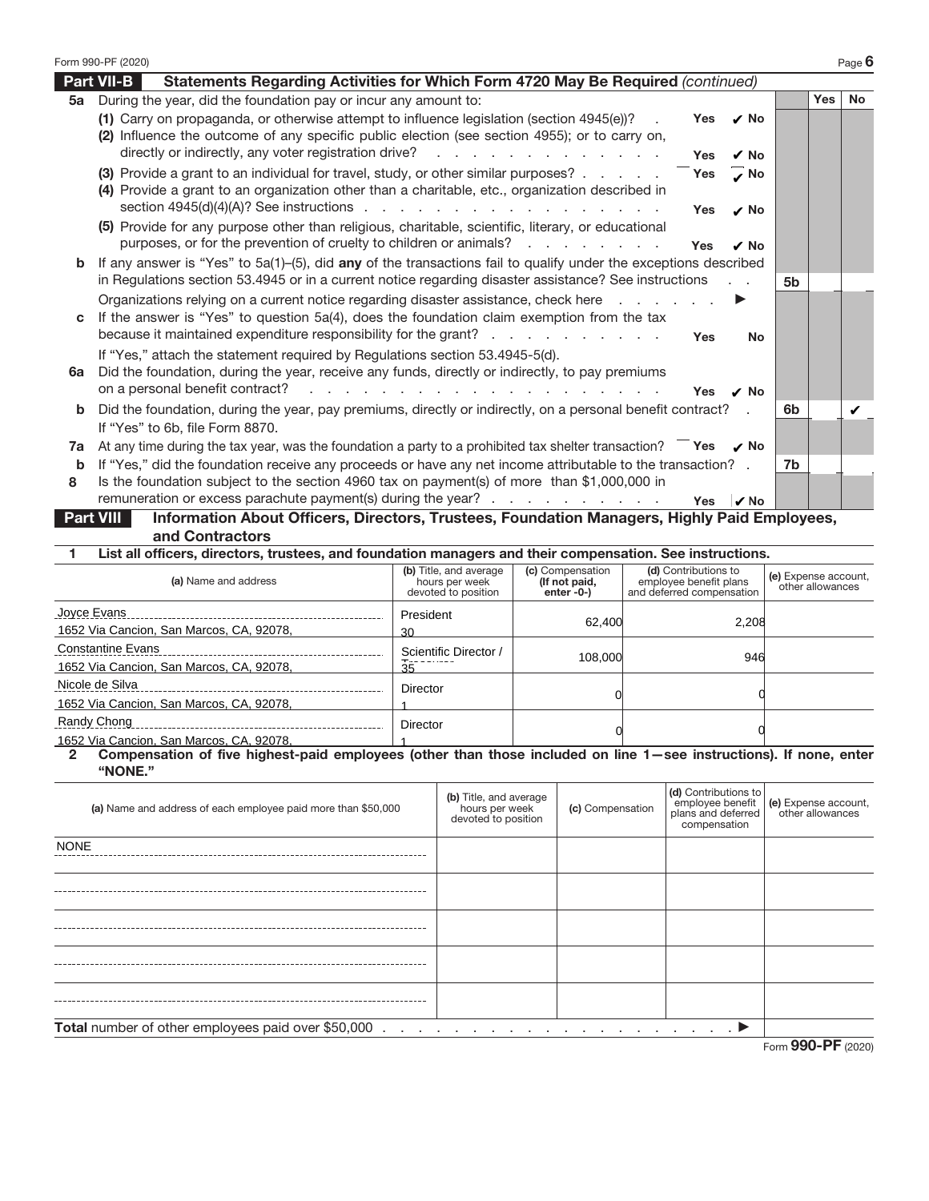## Part VII-B Statements Regarding Activities for Which Form 4720 May Be Required *(continued)*

| | | | Yes | No |
|---|---|---|---|---|
| **5a** | During the year, did the foundation pay or incur any amount to: | | | |
| | (1) Carry on propaganda, or otherwise attempt to influence legislation (section 4945(e))? . . . Yes ✔ No | | | |
| | (2) Influence the outcome of any specific public election (see section 4955); or to carry on, directly or indirectly, any voter registration drive? . . . Yes ✔ No | | | |
| | (3) Provide a grant to an individual for travel, study, or other similar purposes? . . . Yes ✔ No | | | |
| | (4) Provide a grant to an organization other than a charitable, etc., organization described in section 4945(d)(4)(A)? See instructions . . . Yes ✔ No | | | |
| | (5) Provide for any purpose other than religious, charitable, scientific, literary, or educational purposes, or for the prevention of cruelty to children or animals? . . . Yes ✔ No | | | |
| **b** | If any answer is "Yes" to 5a(1)–(5), did **any** of the transactions fail to qualify under the exceptions described in Regulations section 53.4945 or in a current notice regarding disaster assistance? See instructions . . . | 5b | | |
| | Organizations relying on a current notice regarding disaster assistance, check here . . . ▶ | | | |
| **c** | If the answer is "Yes" to question 5a(4), does the foundation claim exemption from the tax because it maintained expenditure responsibility for the grant? . . . Yes No | | | |
| | If "Yes," attach the statement required by Regulations section 53.4945-5(d). | | | |
| **6a** | Did the foundation, during the year, receive any funds, directly or indirectly, to pay premiums on a personal benefit contract? . . . Yes ✔ No | | | |
| **b** | Did the foundation, during the year, pay premiums, directly or indirectly, on a personal benefit contract? . | 6b | | ✔ |
| | If "Yes" to 6b, file Form 8870. | | | |
| **7a** | At any time during the tax year, was the foundation a party to a prohibited tax shelter transaction? Yes ✔ No | | | |
| **b** | If "Yes," did the foundation receive any proceeds or have any net income attributable to the transaction? . | 7b | | |
| **8** | Is the foundation subject to the section 4960 tax on payment(s) of more than $1,000,000 in remuneration or excess parachute payment(s) during the year? . . . Yes ✔ No | | | |

## Part VIII Information About Officers, Directors, Trustees, Foundation Managers, Highly Paid Employees, and Contractors

**1 List all officers, directors, trustees, and foundation managers and their compensation. See instructions.**

| (a) Name and address | (b) Title, and average hours per week devoted to position | (c) Compensation (If not paid, enter -0-) | (d) Contributions to employee benefit plans and deferred compensation | (e) Expense account, other allowances |
|---|---|---|---|---|
| Joyce Evans<br>1652 Via Cancion, San Marcos, CA, 92078, | President<br>30 | 62,400 | 2,208 | |
| Constantine Evans<br>1652 Via Cancion, San Marcos, CA, 92078, | Scientific Director / Treasurer<br>35 | 108,000 | 946 | |
| Nicole de Silva<br>1652 Via Cancion, San Marcos, CA, 92078, | Director<br>1 | 0 | 0 | |
| Randy Chong<br>1652 Via Cancion, San Marcos, CA, 92078, | Director<br>1 | 0 | 0 | |

**2 Compensation of five highest-paid employees (other than those included on line 1—see instructions). If none, enter "NONE."**

| (a) Name and address of each employee paid more than $50,000 | (b) Title, and average hours per week devoted to position | (c) Compensation | (d) Contributions to employee benefit plans and deferred compensation | (e) Expense account, other allowances |
|---|---|---|---|---|
| NONE | | | | |
| | | | | |
| | | | | |
| | | | | |
| | | | | |
| **Total** number of other employees paid over $50,000 . . . ▶ | | | | |

Form **990-PF** (2020)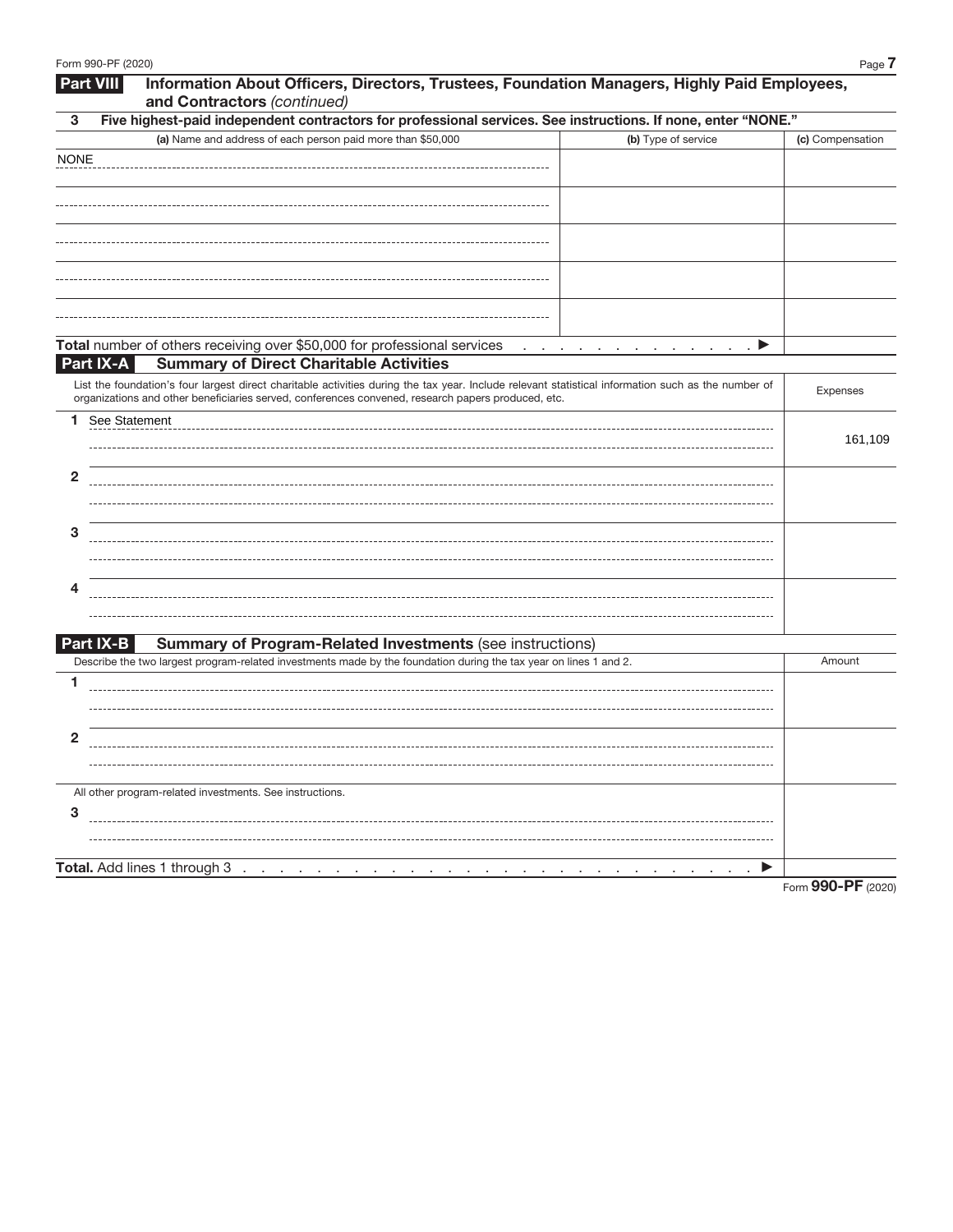## Part VIII Information About Officers, Directors, Trustees, Foundation Managers, Highly Paid Employees, and Contractors *(continued)*

**3 Five highest-paid independent contractors for professional services. See instructions. If none, enter "NONE."**

| (a) Name and address of each person paid more than $50,000 | (b) Type of service | (c) Compensation |
|---|---|---|
| NONE | | |
| | | |
| | | |
| | | |
| | | |
| **Total** number of others receiving over $50,000 for professional services ▶ | | |

## Part IX-A Summary of Direct Charitable Activities

| List the foundation's four largest direct charitable activities during the tax year. Include relevant statistical information such as the number of organizations and other beneficiaries served, conferences convened, research papers produced, etc. | Expenses |
|---|---|
| 1 See Statement | 161,109 |
| 2 | |
| 3 | |
| 4 | |

## Part IX-B Summary of Program-Related Investments (see instructions)

| Describe the two largest program-related investments made by the foundation during the tax year on lines 1 and 2. | Amount |
|---|---|
| 1 | |
| 2 | |
| All other program-related investments. See instructions. | |
| 3 | |
| **Total.** Add lines 1 through 3 ▶ | |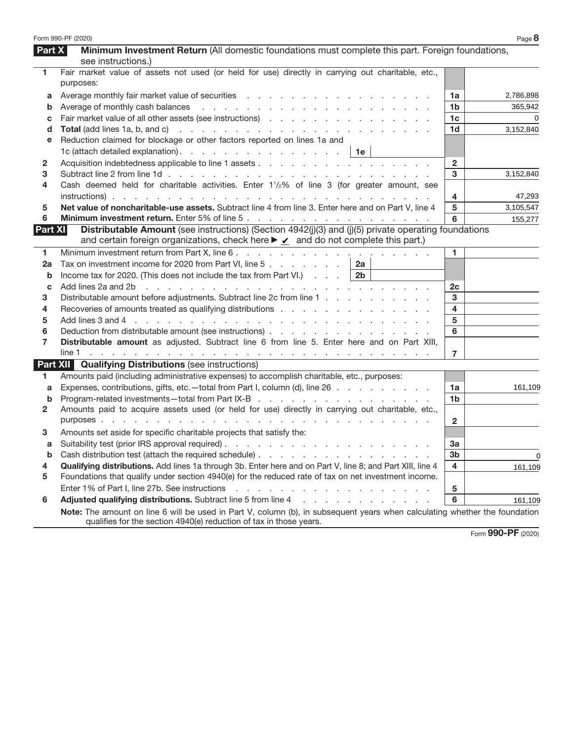## Part X — Minimum Investment Return (All domestic foundations must complete this part. Foreign foundations, see instructions.)

| | | | |
|---|---|---|---|
| **1** | Fair market value of assets not used (or held for use) directly in carrying out charitable, etc., purposes: | | |
| a | Average monthly fair market value of securities | 1a | 2,786,898 |
| b | Average of monthly cash balances | 1b | 365,942 |
| c | Fair market value of all other assets (see instructions) | 1c | 0 |
| d | **Total** (add lines 1a, b, and c) | 1d | 3,152,840 |
| e | Reduction claimed for blockage or other factors reported on lines 1a and 1c (attach detailed explanation) . . . 1e | | |
| **2** | Acquisition indebtedness applicable to line 1 assets | 2 | |
| **3** | Subtract line 2 from line 1d | 3 | 3,152,840 |
| **4** | Cash deemed held for charitable activities. Enter 1½% of line 3 (for greater amount, see instructions) | 4 | 47,293 |
| **5** | **Net value of noncharitable-use assets.** Subtract line 4 from line 3. Enter here and on Part V, line 4 | 5 | 3,105,547 |
| **6** | **Minimum investment return.** Enter 5% of line 5 | 6 | 155,277 |

## Part XI — Distributable Amount (see instructions) (Section 4942(j)(3) and (j)(5) private operating foundations and certain foreign organizations, check here ► ✔ and do not complete this part.)

| | | | |
|---|---|---|---|
| **1** | Minimum investment return from Part X, line 6 | 1 | |
| 2a | Tax on investment income for 2020 from Part VI, line 5 . . . 2a | | |
| b | Income tax for 2020. (This does not include the tax from Part VI.) . . . 2b | | |
| c | Add lines 2a and 2b | 2c | |
| **3** | Distributable amount before adjustments. Subtract line 2c from line 1 | 3 | |
| **4** | Recoveries of amounts treated as qualifying distributions | 4 | |
| **5** | Add lines 3 and 4 | 5 | |
| **6** | Deduction from distributable amount (see instructions) | 6 | |
| **7** | **Distributable amount** as adjusted. Subtract line 6 from line 5. Enter here and on Part XIII, line 1 | 7 | |

## Part XII — Qualifying Distributions (see instructions)

| | | | |
|---|---|---|---|
| **1** | Amounts paid (including administrative expenses) to accomplish charitable, etc., purposes: | | |
| a | Expenses, contributions, gifts, etc.—total from Part I, column (d), line 26 | 1a | 161,109 |
| b | Program-related investments—total from Part IX-B | 1b | |
| **2** | Amounts paid to acquire assets used (or held for use) directly in carrying out charitable, etc., purposes | 2 | |
| **3** | Amounts set aside for specific charitable projects that satisfy the: | | |
| a | Suitability test (prior IRS approval required) | 3a | |
| b | Cash distribution test (attach the required schedule) | 3b | 0 |
| **4** | **Qualifying distributions.** Add lines 1a through 3b. Enter here and on Part V, line 8; and Part XIII, line 4 | 4 | 161,109 |
| **5** | Foundations that qualify under section 4940(e) for the reduced rate of tax on net investment income. Enter 1% of Part I, line 27b. See instructions | 5 | |
| **6** | **Adjusted qualifying distributions.** Subtract line 5 from line 4 | 6 | 161,109 |

**Note:** The amount on line 6 will be used in Part V, column (b), in subsequent years when calculating whether the foundation qualifies for the section 4940(e) reduction of tax in those years.

Form **990-PF** (2020)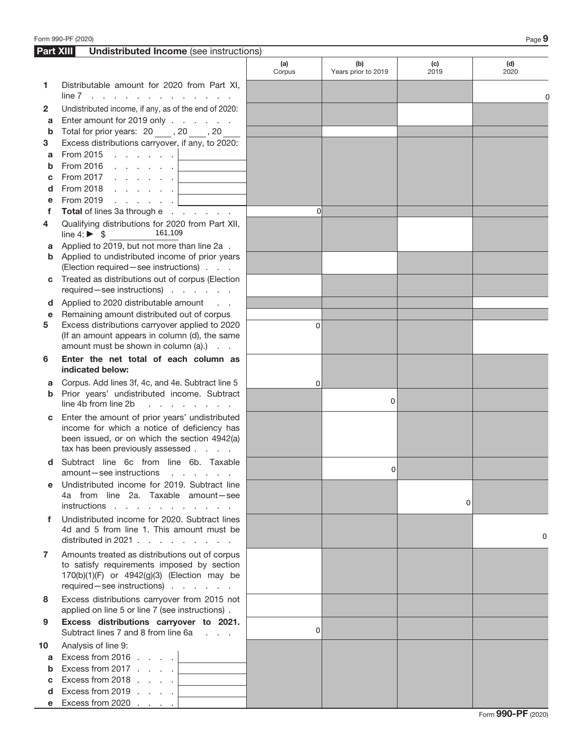## Part XIII Undistributed Income (see instructions)

| | | (a) Corpus | (b) Years prior to 2019 | (c) 2019 | (d) 2020 |
|---|---|---|---|---|---|
| **1** | Distributable amount for 2020 from Part XI, line 7 | | | | 0 |
| **2** | Undistributed income, if any, as of the end of 2020: | | | | |
| **a** | Enter amount for 2019 only | | | | |
| **b** | Total for prior years: 20 ___ , 20 ___ , 20 ___ | | | | |
| **3** | Excess distributions carryover, if any, to 2020: | | | | |
| **a** | From 2015 | | | | |
| **b** | From 2016 | | | | |
| **c** | From 2017 | | | | |
| **d** | From 2018 | | | | |
| **e** | From 2019 | | | | |
| **f** | **Total** of lines 3a through e | 0 | | | |
| **4** | Qualifying distributions for 2020 from Part XII, line 4: ▶ $ 161,109 | | | | |
| **a** | Applied to 2019, but not more than line 2a | | | | |
| **b** | Applied to undistributed income of prior years (Election required—see instructions) | | | | |
| **c** | Treated as distributions out of corpus (Election required—see instructions) | | | | |
| **d** | Applied to 2020 distributable amount | | | | |
| **e** | Remaining amount distributed out of corpus | | | | |
| **5** | Excess distributions carryover applied to 2020 (If an amount appears in column (d), the same amount must be shown in column (a).) | 0 | | | |
| **6** | **Enter the net total of each column as indicated below:** | | | | |
| **a** | Corpus. Add lines 3f, 4c, and 4e. Subtract line 5 | 0 | | | |
| **b** | Prior years' undistributed income. Subtract line 4b from line 2b | | 0 | | |
| **c** | Enter the amount of prior years' undistributed income for which a notice of deficiency has been issued, or on which the section 4942(a) tax has been previously assessed | | | | |
| **d** | Subtract line 6c from line 6b. Taxable amount—see instructions | | 0 | | |
| **e** | Undistributed income for 2019. Subtract line 4a from line 2a. Taxable amount—see instructions | | | 0 | |
| **f** | Undistributed income for 2020. Subtract lines 4d and 5 from line 1. This amount must be distributed in 2021 | | | | 0 |
| **7** | Amounts treated as distributions out of corpus to satisfy requirements imposed by section 170(b)(1)(F) or 4942(g)(3) (Election may be required—see instructions) | | | | |
| **8** | Excess distributions carryover from 2015 not applied on line 5 or line 7 (see instructions) | | | | |
| **9** | **Excess distributions carryover to 2021.** Subtract lines 7 and 8 from line 6a | 0 | | | |
| **10** | Analysis of line 9: | | | | |
| **a** | Excess from 2016 | | | | |
| **b** | Excess from 2017 | | | | |
| **c** | Excess from 2018 | | | | |
| **d** | Excess from 2019 | | | | |
| **e** | Excess from 2020 | | | | |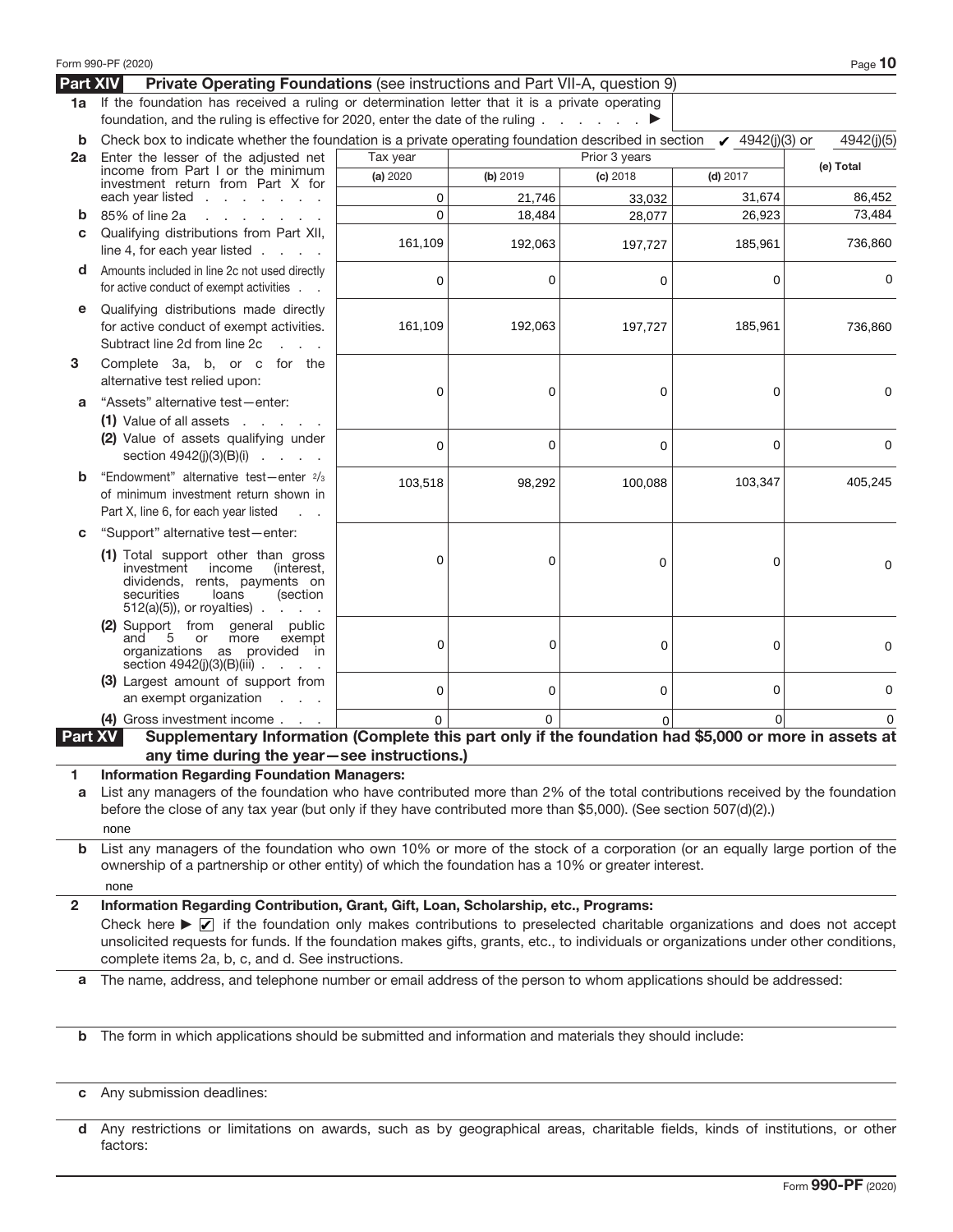Form 990-PF (2020)

## Part XIV Private Operating Foundations (see instructions and Part VII-A, question 9)

**1a** If the foundation has received a ruling or determination letter that it is a private operating foundation, and the ruling is effective for 2020, enter the date of the ruling . . . . . . . ▶

**b** Check box to indicate whether the foundation is a private operating foundation described in section ✔ 4942(j)(3) or 4942(j)(5)

| | Tax year | Prior 3 years | | | |
|---|---|---|---|---|---|
| | **(a)** 2020 | **(b)** 2019 | **(c)** 2018 | **(d)** 2017 | **(e) Total** |
| **2a** Enter the lesser of the adjusted net income from Part I or the minimum investment return from Part X for each year listed | 0 | 21,746 | 33,032 | 31,674 | 86,452 |
| **b** 85% of line 2a | 0 | 18,484 | 28,077 | 26,923 | 73,484 |
| **c** Qualifying distributions from Part XII, line 4, for each year listed | 161,109 | 192,063 | 197,727 | 185,961 | 736,860 |
| **d** Amounts included in line 2c not used directly for active conduct of exempt activities | 0 | 0 | 0 | 0 | 0 |
| **e** Qualifying distributions made directly for active conduct of exempt activities. Subtract line 2d from line 2c | 161,109 | 192,063 | 197,727 | 185,961 | 736,860 |
| **3** Complete 3a, b, or c for the alternative test relied upon: | | | | | |
| **a** "Assets" alternative test—enter: (1) Value of all assets | 0 | 0 | 0 | 0 | 0 |
| (2) Value of assets qualifying under section 4942(j)(3)(B)(i) | 0 | 0 | 0 | 0 | 0 |
| **b** "Endowment" alternative test—enter 2/3 of minimum investment return shown in Part X, line 6, for each year listed | 103,518 | 98,292 | 100,088 | 103,347 | 405,245 |
| **c** "Support" alternative test—enter: | | | | | |
| (1) Total support other than gross investment income (interest, dividends, rents, payments on securities loans (section 512(a)(5)), or royalties) | 0 | 0 | 0 | 0 | 0 |
| (2) Support from general public and 5 or more exempt organizations as provided in section 4942(j)(3)(B)(iii) | 0 | 0 | 0 | 0 | 0 |
| (3) Largest amount of support from an exempt organization | 0 | 0 | 0 | 0 | 0 |
| (4) Gross investment income | 0 | 0 | 0 | 0 | 0 |

## Part XV Supplementary Information (Complete this part only if the foundation had $5,000 or more in assets at any time during the year—see instructions.)

**1 Information Regarding Foundation Managers:**

**a** List any managers of the foundation who have contributed more than 2% of the total contributions received by the foundation before the close of any tax year (but only if they have contributed more than $5,000). (See section 507(d)(2).)

none

**b** List any managers of the foundation who own 10% or more of the stock of a corporation (or an equally large portion of the ownership of a partnership or other entity) of which the foundation has a 10% or greater interest.

none

**2 Information Regarding Contribution, Grant, Gift, Loan, Scholarship, etc., Programs:**

Check here ▶ ✔ if the foundation only makes contributions to preselected charitable organizations and does not accept unsolicited requests for funds. If the foundation makes gifts, grants, etc., to individuals or organizations under other conditions, complete items 2a, b, c, and d. See instructions.

**a** The name, address, and telephone number or email address of the person to whom applications should be addressed:

**b** The form in which applications should be submitted and information and materials they should include:

**c** Any submission deadlines:

**d** Any restrictions or limitations on awards, such as by geographical areas, charitable fields, kinds of institutions, or other factors:

Form **990-PF** (2020)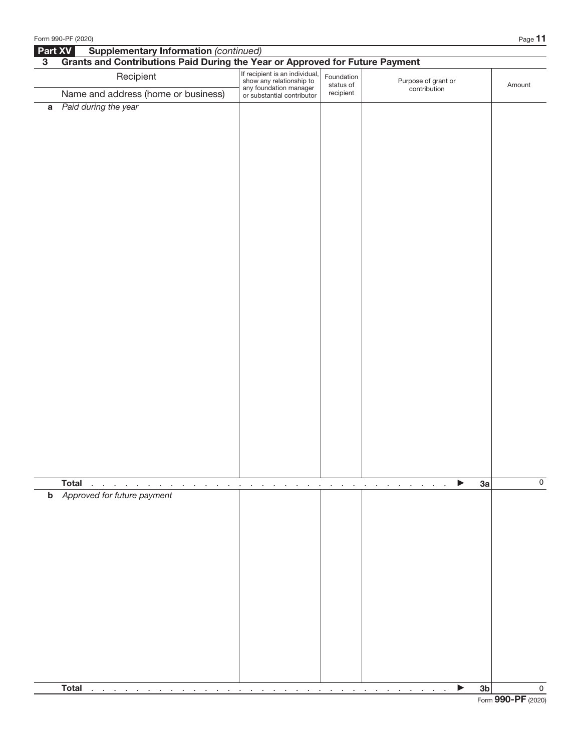## Part XV Supplementary Information *(continued)*

### 3 Grants and Contributions Paid During the Year or Approved for Future Payment

| Recipient<br>Name and address (home or business) | If recipient is an individual, show any relationship to any foundation manager or substantial contributor | Foundation status of recipient | Purpose of grant or contribution | Amount |
|---|---|---|---|---|
| **a** *Paid during the year* | | | | |
| **Total** . . . . . . . . . . . . . . . . . . . . . . . . . . . . . . . . . . . ▶ **3a** | | | | 0 |
| **b** *Approved for future payment* | | | | |
| **Total** . . . . . . . . . . . . . . . . . . . . . . . . . . . . . . . . . . . ▶ **3b** | | | | 0 |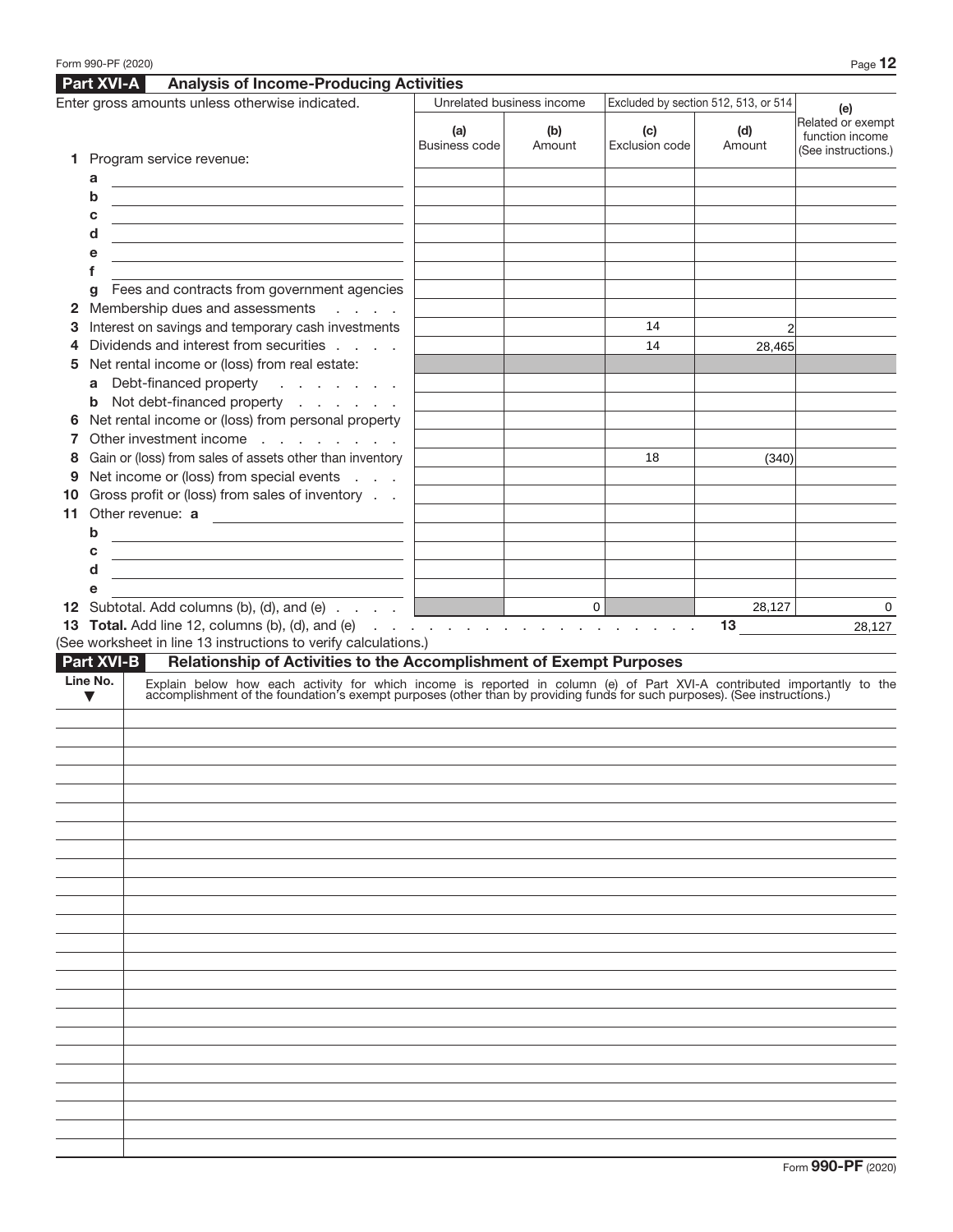## Part XVI-A Analysis of Income-Producing Activities

| Enter gross amounts unless otherwise indicated. | Unrelated business income | | Excluded by section 512, 513, or 514 | | (e) Related or exempt function income (See instructions.) |
|---|---|---|---|---|---|
| | (a) Business code | (b) Amount | (c) Exclusion code | (d) Amount | |
| **1** Program service revenue: | | | | | |
| a | | | | | |
| b | | | | | |
| c | | | | | |
| d | | | | | |
| e | | | | | |
| f | | | | | |
| g Fees and contracts from government agencies | | | | | |
| **2** Membership dues and assessments | | | | | |
| **3** Interest on savings and temporary cash investments | | | 14 | 2 | |
| **4** Dividends and interest from securities | | | 14 | 28,465 | |
| **5** Net rental income or (loss) from real estate: | | | | | |
| a Debt-financed property | | | | | |
| b Not debt-financed property | | | | | |
| **6** Net rental income or (loss) from personal property | | | | | |
| **7** Other investment income | | | | | |
| **8** Gain or (loss) from sales of assets other than inventory | | | 18 | (340) | |
| **9** Net income or (loss) from special events | | | | | |
| **10** Gross profit or (loss) from sales of inventory | | | | | |
| **11** Other revenue: a | | | | | |
| b | | | | | |
| c | | | | | |
| d | | | | | |
| e | | | | | |
| **12** Subtotal. Add columns (b), (d), and (e) | | 0 | | 28,127 | 0 |

**13 Total.** Add line 12, columns (b), (d), and (e) . . . . . **13** 28,127

(See worksheet in line 13 instructions to verify calculations.)

## Part XVI-B Relationship of Activities to the Accomplishment of Exempt Purposes

| Line No. ▼ | Explain below how each activity for which income is reported in column (e) of Part XVI-A contributed importantly to the accomplishment of the foundation's exempt purposes (other than by providing funds for such purposes). (See instructions.) |
|---|---|
| | |

Form **990-PF** (2020)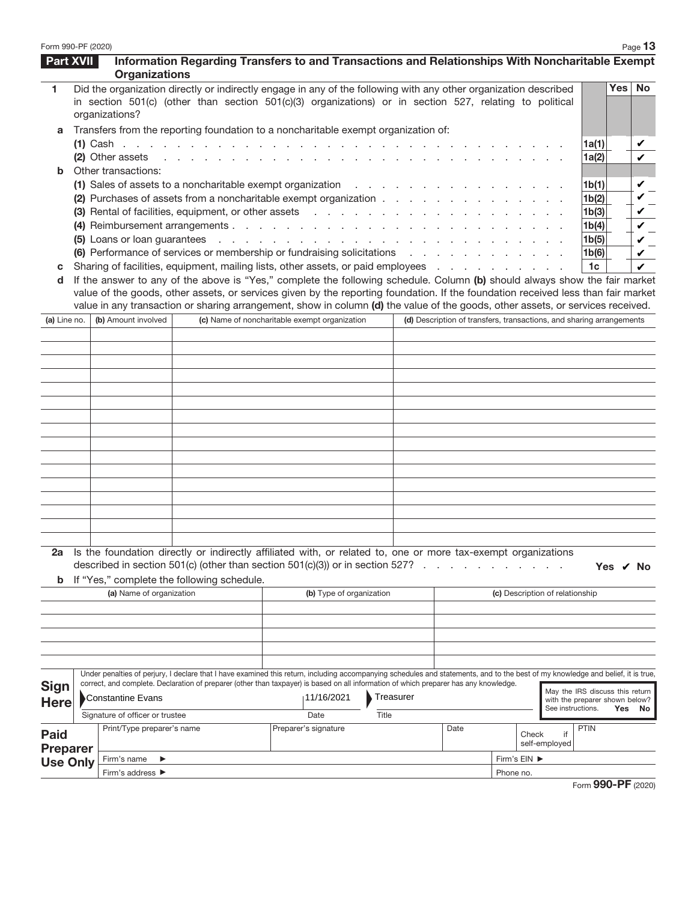## Part XVII Information Regarding Transfers to and Transactions and Relationships With Noncharitable Exempt Organizations

| | | | Yes | No |
|---|---|---|---|---|
| **1** | Did the organization directly or indirectly engage in any of the following with any other organization described in section 501(c) (other than section 501(c)(3) organizations) or in section 527, relating to political organizations? | | | |
| **a** | Transfers from the reporting foundation to a noncharitable exempt organization of: | | | |
| | **(1)** Cash | 1a(1) | | ✔ |
| | **(2)** Other assets | 1a(2) | | ✔ |
| **b** | Other transactions: | | | |
| | **(1)** Sales of assets to a noncharitable exempt organization | 1b(1) | | ✔ |
| | **(2)** Purchases of assets from a noncharitable exempt organization | 1b(2) | | ✔ |
| | **(3)** Rental of facilities, equipment, or other assets | 1b(3) | | ✔ |
| | **(4)** Reimbursement arrangements | 1b(4) | | ✔ |
| | **(5)** Loans or loan guarantees | 1b(5) | | ✔ |
| | **(6)** Performance of services or membership or fundraising solicitations | 1b(6) | | ✔ |
| **c** | Sharing of facilities, equipment, mailing lists, other assets, or paid employees | 1c | | ✔ |

**d** If the answer to any of the above is "Yes," complete the following schedule. Column **(b)** should always show the fair market value of the goods, other assets, or services given by the reporting foundation. If the foundation received less than fair market value in any transaction or sharing arrangement, show in column **(d)** the value of the goods, other assets, or services received.

| (a) Line no. | (b) Amount involved | (c) Name of noncharitable exempt organization | (d) Description of transfers, transactions, and sharing arrangements |
|---|---|---|---|
| | | | |

**2a** Is the foundation directly or indirectly affiliated with, or related to, one or more tax-exempt organizations described in section 501(c) (other than section 501(c)(3)) or in section 527? **Yes ✔ No**

**b** If "Yes," complete the following schedule.

| (a) Name of organization | (b) Type of organization | (c) Description of relationship |
|---|---|---|
| | | |

**Sign Here**

Under penalties of perjury, I declare that I have examined this return, including accompanying schedules and statements, and to the best of my knowledge and belief, it is true, correct, and complete. Declaration of preparer (other than taxpayer) is based on all information of which preparer has any knowledge.

| Signature of officer or trustee | Date | Title |
|---|---|---|
| Constantine Evans | 11/16/2021 | Treasurer |

May the IRS discuss this return with the preparer shown below? See instructions. **Yes No**

**Paid Preparer Use Only**

| Print/Type preparer's name | Preparer's signature | Date | Check if self-employed | PTIN |
|---|---|---|---|---|
| | | | | |

Firm's name ►

Firm's EIN ►

Firm's address ►

Phone no.

Form **990-PF** (2020)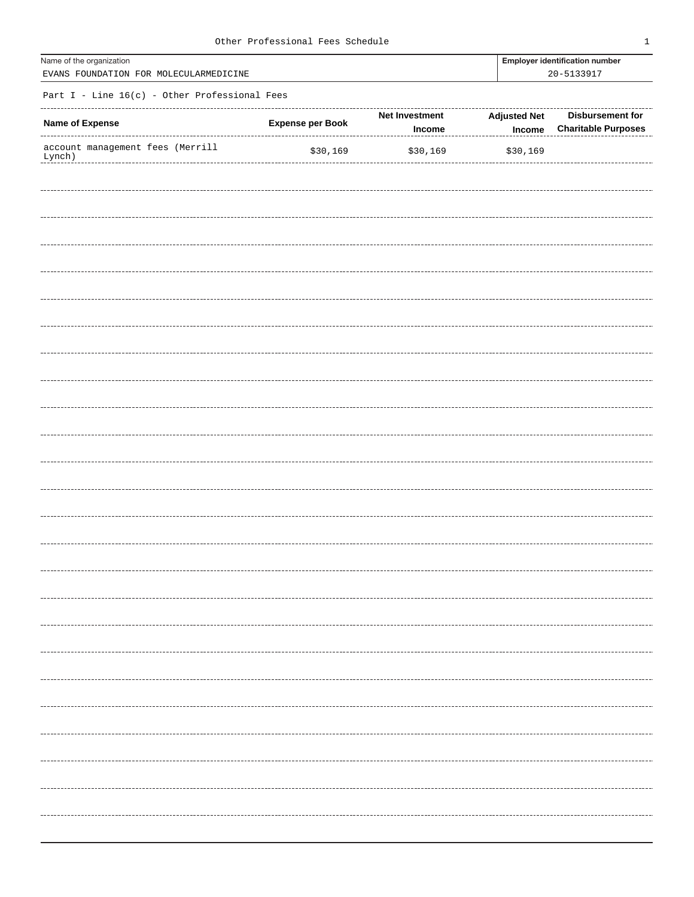# Other Professional Fees Schedule

| Name of the organization | Employer identification number |
|---|---|
| EVANS FOUNDATION FOR MOLECULARMEDICINE | 20-5133917 |

## Part I - Line 16(c) - Other Professional Fees

| Name of Expense | Expense per Book | Net Investment Income | Adjusted Net Income | Disbursement for Charitable Purposes |
|---|---|---|---|---|
| account management fees (Merrill Lynch) | $30,169 | $30,169 | $30,169 | |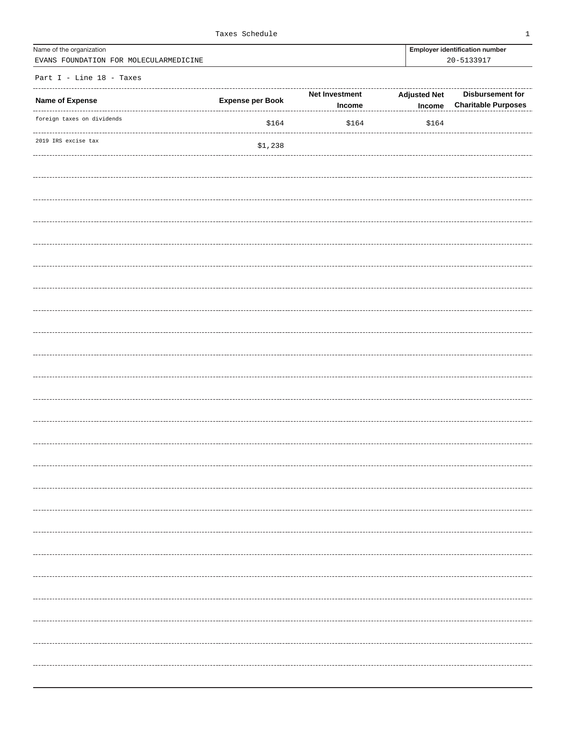Taxes Schedule

| Name of the organization | Employer identification number |
|---|---|
| EVANS FOUNDATION FOR MOLECULARMEDICINE | 20-5133917 |

Part I - Line 18 - Taxes

| Name of Expense | Expense per Book | Net Investment Income | Adjusted Net Income | Disbursement for Charitable Purposes |
|---|---|---|---|---|
| foreign taxes on dividends | $164 | $164 | $164 | |
| 2019 IRS excise tax | $1,238 | | | |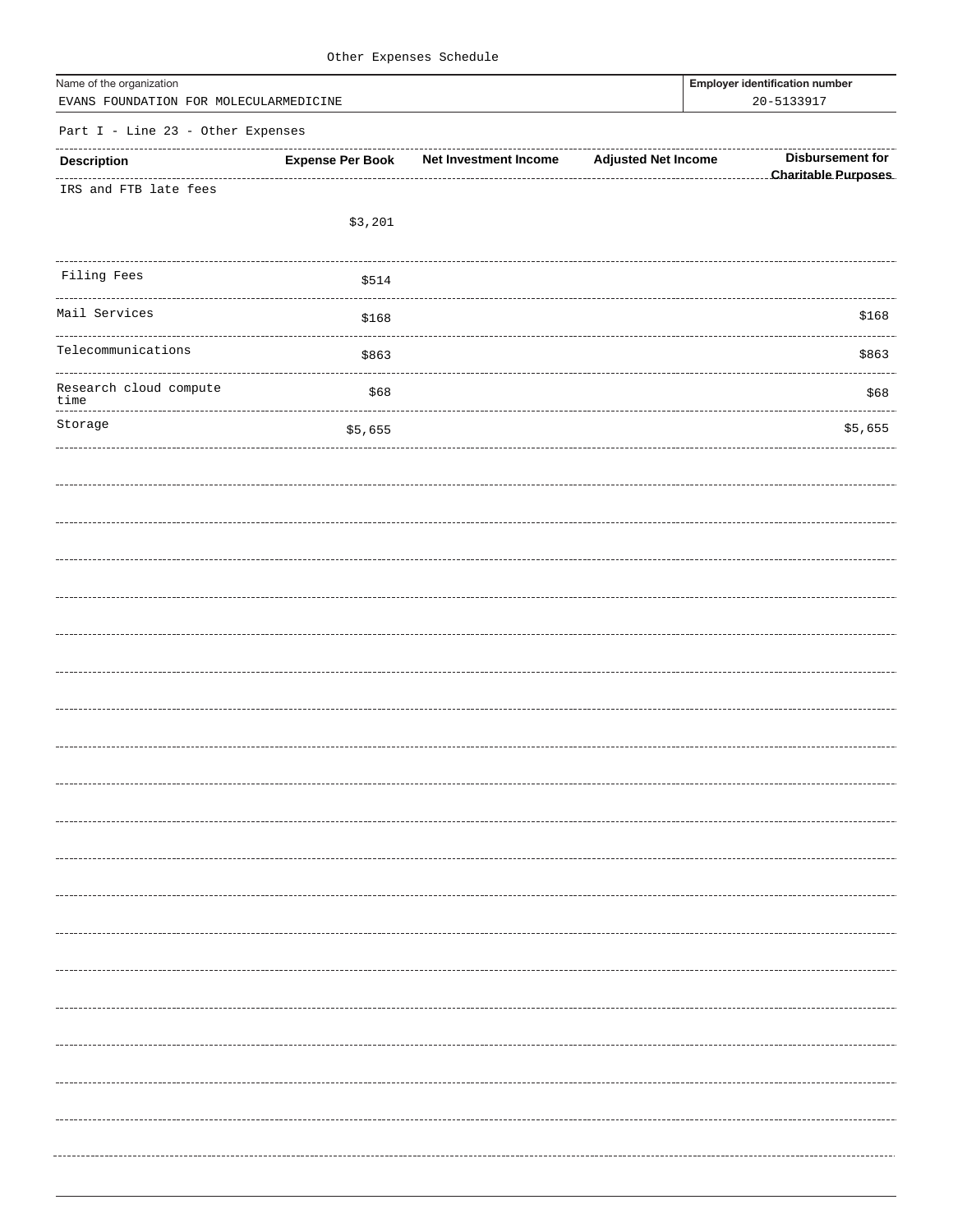Other Expenses Schedule

| Name of the organization | Employer identification number |
| --- | --- |
| EVANS FOUNDATION FOR MOLECULARMEDICINE | 20-5133917 |

Part I - Line 23 - Other Expenses

| Description | Expense Per Book | Net Investment Income | Adjusted Net Income | Disbursement for Charitable Purposes |
| --- | --- | --- | --- | --- |
| IRS and FTB late fees | $3,201 | | | |
| Filing Fees | $514 | | | |
| Mail Services | $168 | | | $168 |
| Telecommunications | $863 | | | $863 |
| Research cloud compute time | $68 | | | $68 |
| Storage | $5,655 | | | $5,655 |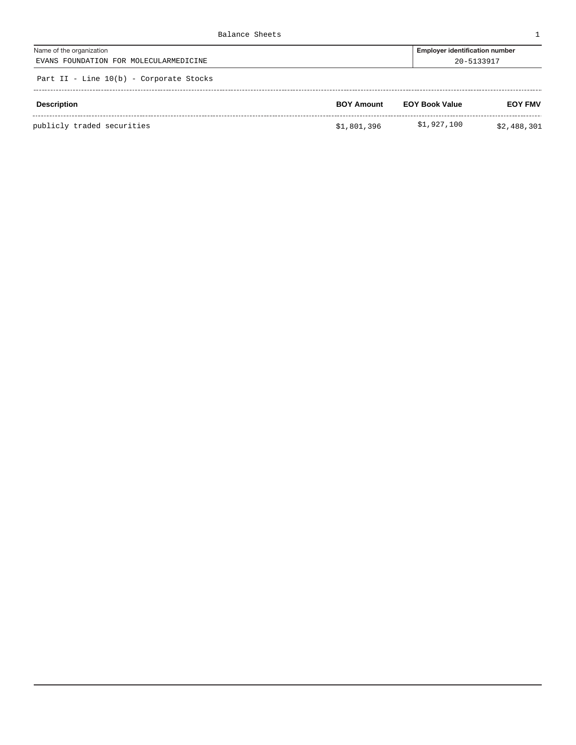Balance Sheets

| Name of the organization | Employer identification number |
|---|---|
| EVANS FOUNDATION FOR MOLECULARMEDICINE | 20-5133917 |

Part II - Line 10(b) - Corporate Stocks

| Description | BOY Amount | EOY Book Value | EOY FMV |
|---|---|---|---|
| publicly traded securities | $1,801,396 | $1,927,100 | $2,488,301 |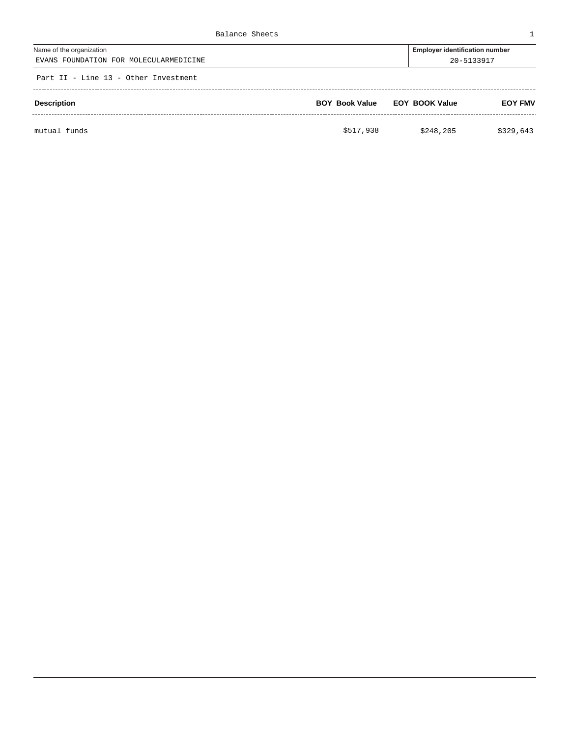Balance Sheets

| Name of the organization | Employer identification number |
| --- | --- |
| EVANS FOUNDATION FOR MOLECULARMEDICINE | 20-5133917 |

Part II - Line 13 - Other Investment

| Description | BOY Book Value | EOY BOOK Value | EOY FMV |
| --- | --- | --- | --- |
| mutual funds | $517,938 | $248,205 | $329,643 |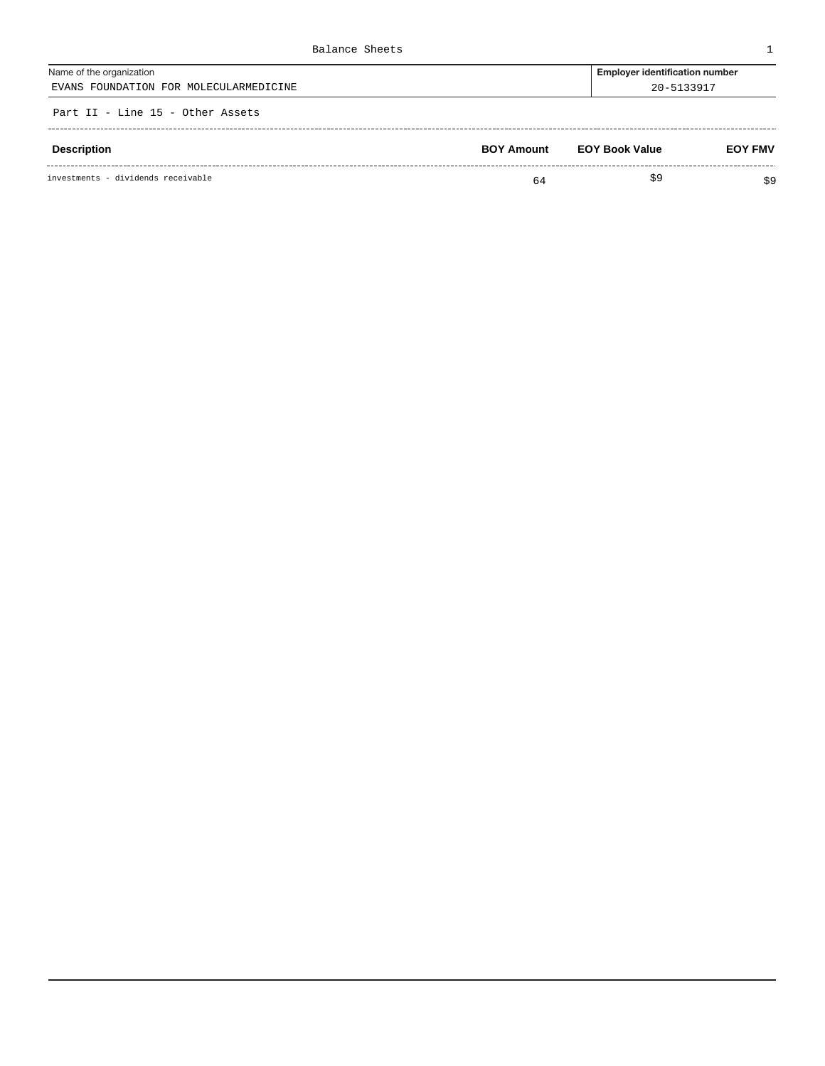Balance Sheets

| Name of the organization | Employer identification number |
| --- | --- |
| EVANS FOUNDATION FOR MOLECULARMEDICINE | 20-5133917 |

Part II - Line 15 - Other Assets

| Description | BOY Amount | EOY Book Value | EOY FMV |
| --- | --- | --- | --- |
| investments - dividends receivable | 64 | $9 | $9 |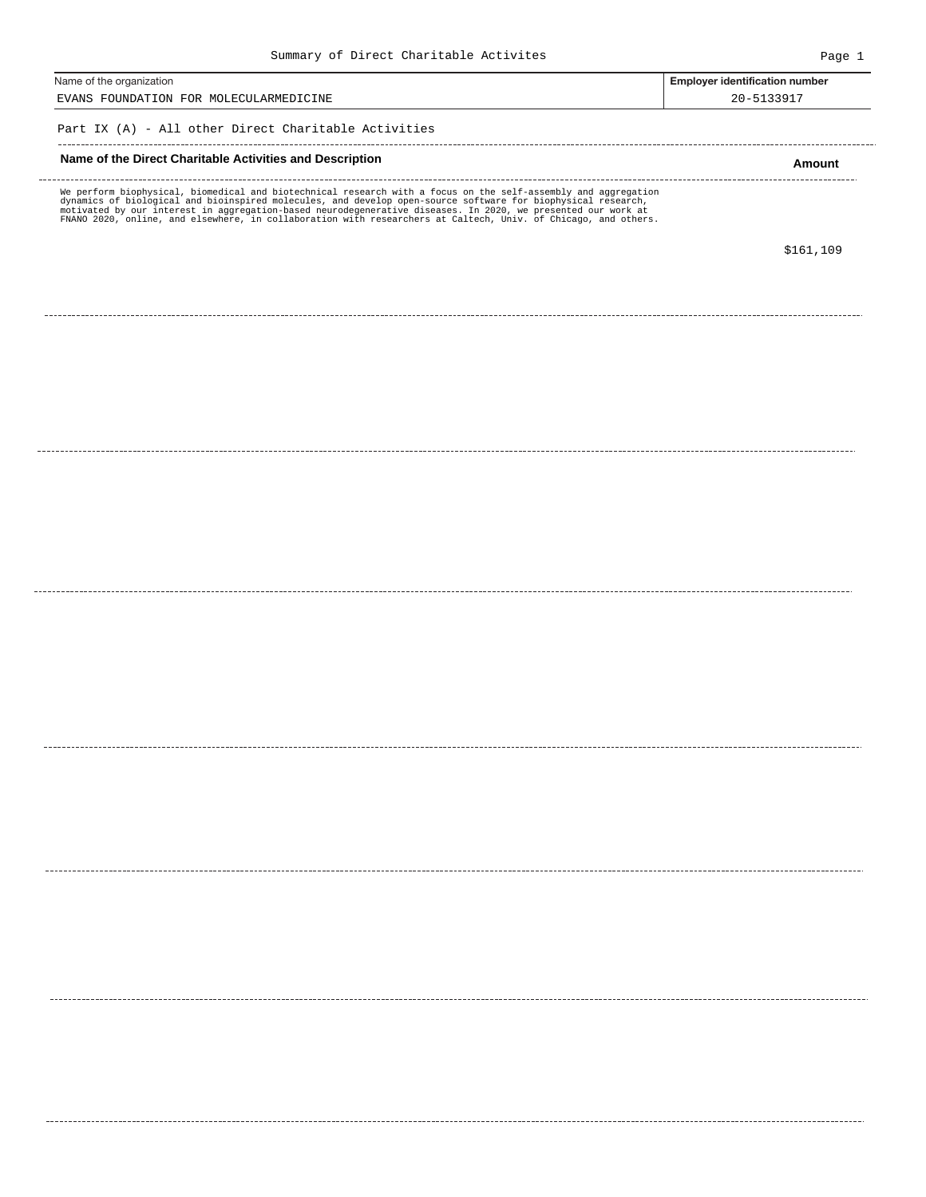# Summary of Direct Charitable Activites

| Name of the organization | Employer identification number |
| --- | --- |
| EVANS FOUNDATION FOR MOLECULARMEDICINE | 20-5133917 |

## Part IX (A) - All other Direct Charitable Activities

| Name of the Direct Charitable Activities and Description | Amount |
| --- | --- |
| We perform biophysical, biomedical and biotechnical research with a focus on the self-assembly and aggregation dynamics of biological and bioinspired molecules, and develop open-source software for biophysical research, motivated by our interest in aggregation-based neurodegenerative diseases. In 2020, we presented our work at FNANO 2020, online, and elsewhere, in collaboration with researchers at Caltech, Univ. of Chicago, and others. | $161,109 |